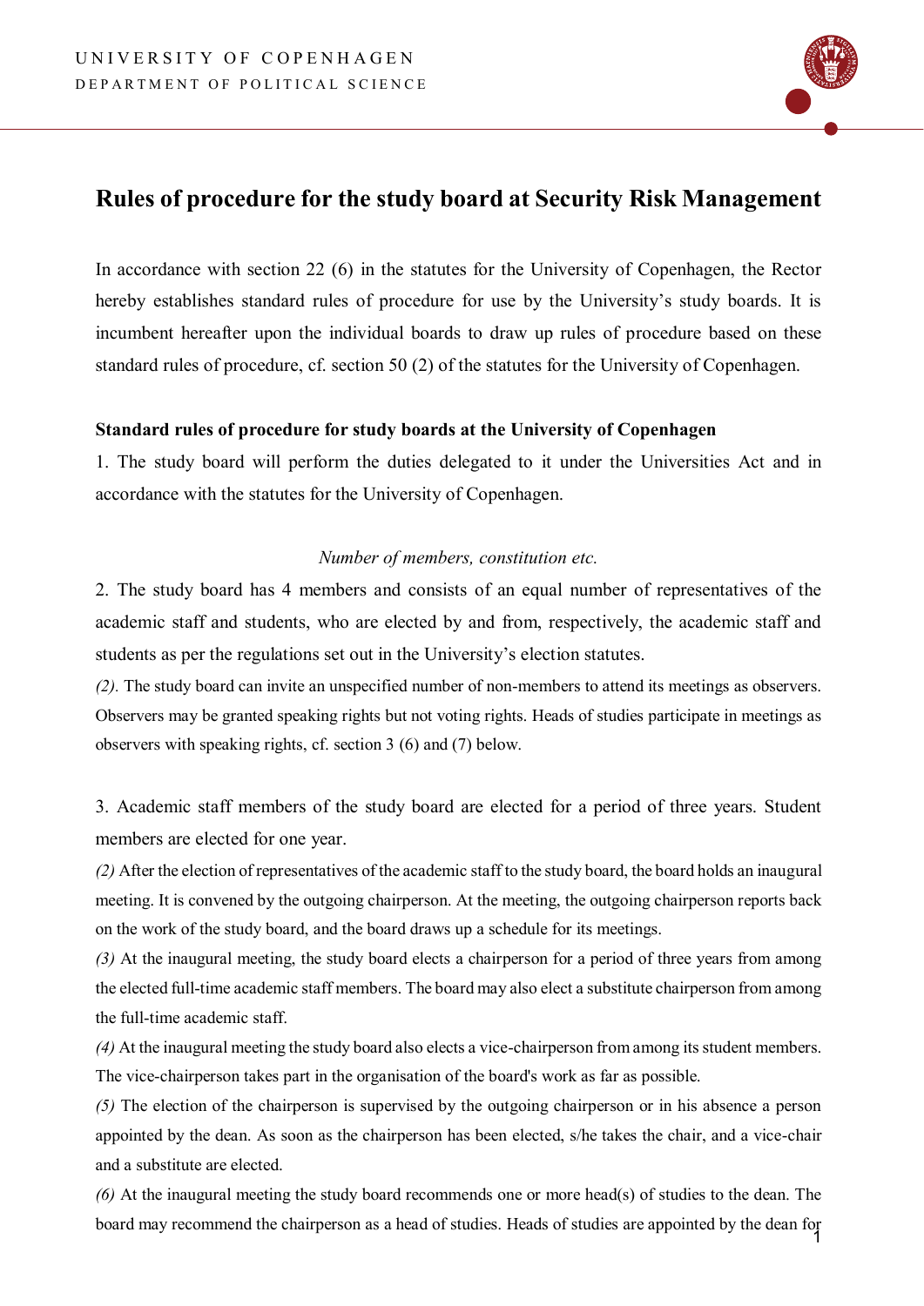UNIVERSITY OF COPENHAGEN
DEPARTMENT OF POLITICAL SCIENCE

# Rules of procedure for the study board at Security Risk Management

In accordance with section 22 (6) in the statutes for the University of Copenhagen, the Rector hereby establishes standard rules of procedure for use by the University's study boards. It is incumbent hereafter upon the individual boards to draw up rules of procedure based on these standard rules of procedure, cf. section 50 (2) of the statutes for the University of Copenhagen.

**Standard rules of procedure for study boards at the University of Copenhagen**

1. The study board will perform the duties delegated to it under the Universities Act and in accordance with the statutes for the University of Copenhagen.

*Number of members, constitution etc.*

2. The study board has 4 members and consists of an equal number of representatives of the academic staff and students, who are elected by and from, respectively, the academic staff and students as per the regulations set out in the University's election statutes.

*(2).* The study board can invite an unspecified number of non-members to attend its meetings as observers. Observers may be granted speaking rights but not voting rights. Heads of studies participate in meetings as observers with speaking rights, cf. section 3 (6) and (7) below.

3. Academic staff members of the study board are elected for a period of three years. Student members are elected for one year.

*(2)* After the election of representatives of the academic staff to the study board, the board holds an inaugural meeting. It is convened by the outgoing chairperson. At the meeting, the outgoing chairperson reports back on the work of the study board, and the board draws up a schedule for its meetings.

*(3)* At the inaugural meeting, the study board elects a chairperson for a period of three years from among the elected full-time academic staff members. The board may also elect a substitute chairperson from among the full-time academic staff.

*(4)* At the inaugural meeting the study board also elects a vice-chairperson from among its student members. The vice-chairperson takes part in the organisation of the board's work as far as possible.

*(5)* The election of the chairperson is supervised by the outgoing chairperson or in his absence a person appointed by the dean. As soon as the chairperson has been elected, s/he takes the chair, and a vice-chair and a substitute are elected.

*(6)* At the inaugural meeting the study board recommends one or more head(s) of studies to the dean. The board may recommend the chairperson as a head of studies. Heads of studies are appointed by the dean for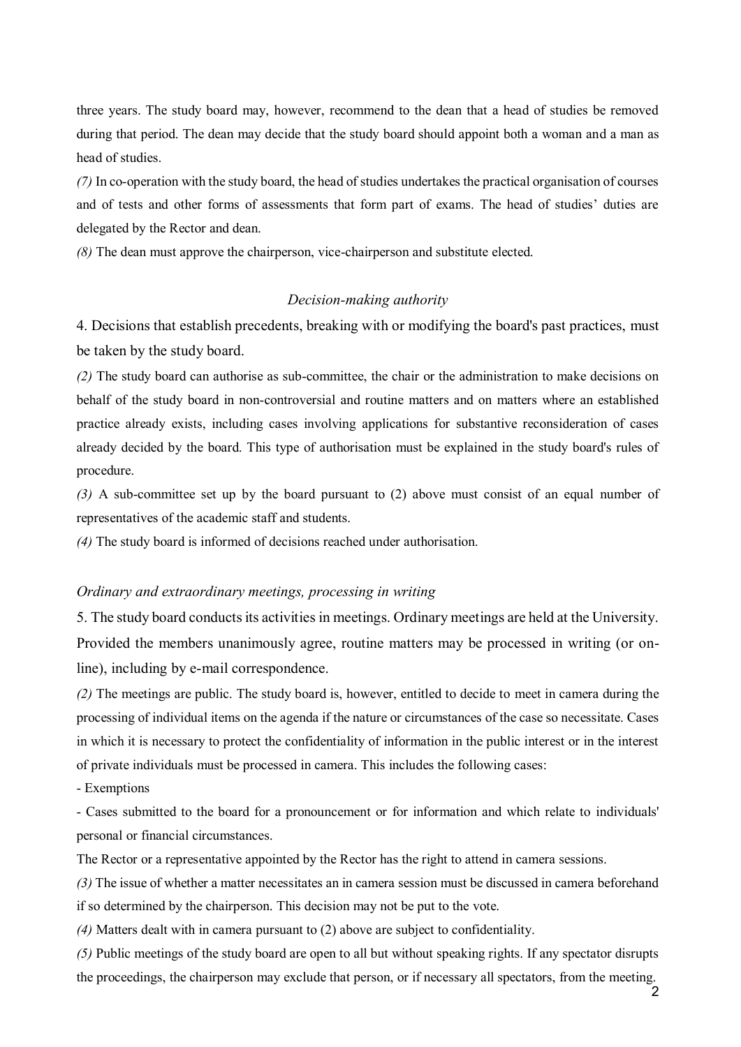three years. The study board may, however, recommend to the dean that a head of studies be removed during that period. The dean may decide that the study board should appoint both a woman and a man as head of studies.

*(7)* In co-operation with the study board, the head of studies undertakes the practical organisation of courses and of tests and other forms of assessments that form part of exams. The head of studies' duties are delegated by the Rector and dean.

*(8)* The dean must approve the chairperson, vice-chairperson and substitute elected.

### *Decision-making authority*

4. Decisions that establish precedents, breaking with or modifying the board's past practices, must be taken by the study board.

*(2)* The study board can authorise as sub-committee, the chair or the administration to make decisions on behalf of the study board in non-controversial and routine matters and on matters where an established practice already exists, including cases involving applications for substantive reconsideration of cases already decided by the board. This type of authorisation must be explained in the study board's rules of procedure.

*(3)* A sub-committee set up by the board pursuant to (2) above must consist of an equal number of representatives of the academic staff and students.

*(4)* The study board is informed of decisions reached under authorisation.

### *Ordinary and extraordinary meetings, processing in writing*

5. The study board conducts its activities in meetings. Ordinary meetings are held at the University. Provided the members unanimously agree, routine matters may be processed in writing (or on-line), including by e-mail correspondence.

*(2)* The meetings are public. The study board is, however, entitled to decide to meet in camera during the processing of individual items on the agenda if the nature or circumstances of the case so necessitate. Cases in which it is necessary to protect the confidentiality of information in the public interest or in the interest of private individuals must be processed in camera. This includes the following cases:

- Exemptions
- Cases submitted to the board for a pronouncement or for information and which relate to individuals' personal or financial circumstances.

The Rector or a representative appointed by the Rector has the right to attend in camera sessions.

*(3)* The issue of whether a matter necessitates an in camera session must be discussed in camera beforehand if so determined by the chairperson. This decision may not be put to the vote.

*(4)* Matters dealt with in camera pursuant to (2) above are subject to confidentiality.

*(5)* Public meetings of the study board are open to all but without speaking rights. If any spectator disrupts the proceedings, the chairperson may exclude that person, or if necessary all spectators, from the meeting.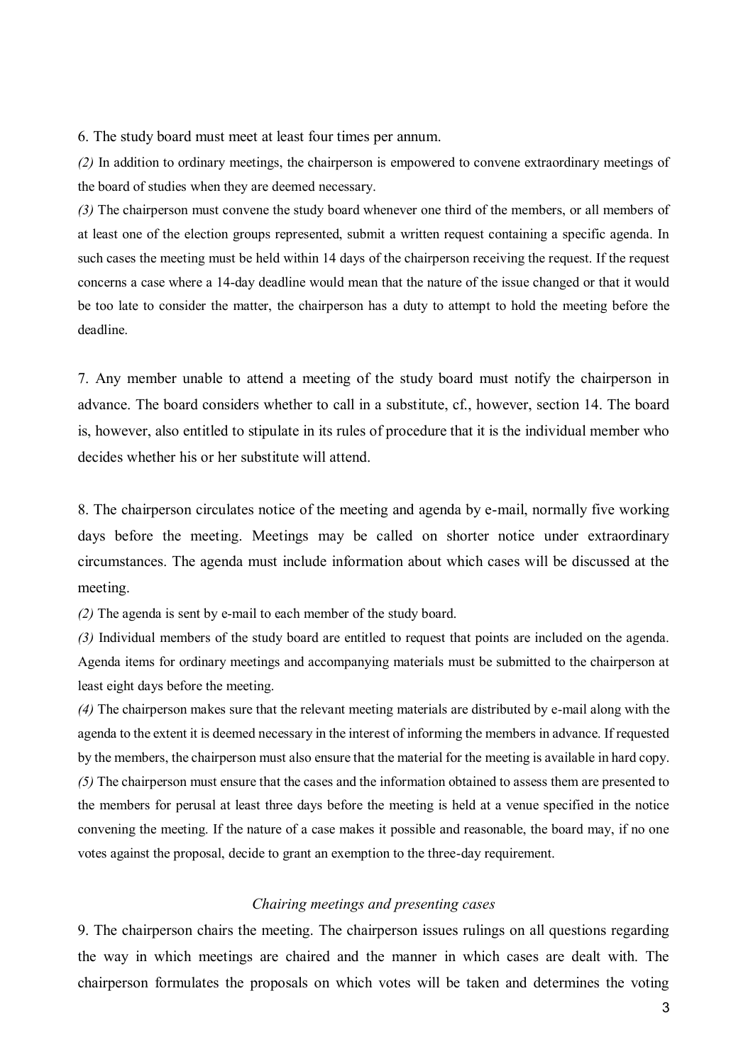6. The study board must meet at least four times per annum.

*(2)* In addition to ordinary meetings, the chairperson is empowered to convene extraordinary meetings of the board of studies when they are deemed necessary.

*(3)* The chairperson must convene the study board whenever one third of the members, or all members of at least one of the election groups represented, submit a written request containing a specific agenda. In such cases the meeting must be held within 14 days of the chairperson receiving the request. If the request concerns a case where a 14-day deadline would mean that the nature of the issue changed or that it would be too late to consider the matter, the chairperson has a duty to attempt to hold the meeting before the deadline.

7. Any member unable to attend a meeting of the study board must notify the chairperson in advance. The board considers whether to call in a substitute, cf., however, section 14. The board is, however, also entitled to stipulate in its rules of procedure that it is the individual member who decides whether his or her substitute will attend.

8. The chairperson circulates notice of the meeting and agenda by e-mail, normally five working days before the meeting. Meetings may be called on shorter notice under extraordinary circumstances. The agenda must include information about which cases will be discussed at the meeting.

*(2)* The agenda is sent by e-mail to each member of the study board.

*(3)* Individual members of the study board are entitled to request that points are included on the agenda. Agenda items for ordinary meetings and accompanying materials must be submitted to the chairperson at least eight days before the meeting.

*(4)* The chairperson makes sure that the relevant meeting materials are distributed by e-mail along with the agenda to the extent it is deemed necessary in the interest of informing the members in advance. If requested by the members, the chairperson must also ensure that the material for the meeting is available in hard copy.

*(5)* The chairperson must ensure that the cases and the information obtained to assess them are presented to the members for perusal at least three days before the meeting is held at a venue specified in the notice convening the meeting. If the nature of a case makes it possible and reasonable, the board may, if no one votes against the proposal, decide to grant an exemption to the three-day requirement.

### *Chairing meetings and presenting cases*

9. The chairperson chairs the meeting. The chairperson issues rulings on all questions regarding the way in which meetings are chaired and the manner in which cases are dealt with. The chairperson formulates the proposals on which votes will be taken and determines the voting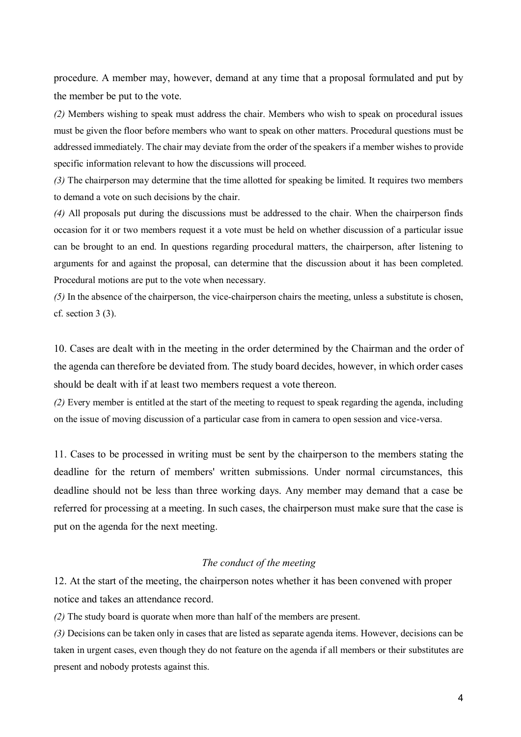procedure. A member may, however, demand at any time that a proposal formulated and put by the member be put to the vote.

*(2)* Members wishing to speak must address the chair. Members who wish to speak on procedural issues must be given the floor before members who want to speak on other matters. Procedural questions must be addressed immediately. The chair may deviate from the order of the speakers if a member wishes to provide specific information relevant to how the discussions will proceed.

*(3)* The chairperson may determine that the time allotted for speaking be limited. It requires two members to demand a vote on such decisions by the chair.

*(4)* All proposals put during the discussions must be addressed to the chair. When the chairperson finds occasion for it or two members request it a vote must be held on whether discussion of a particular issue can be brought to an end. In questions regarding procedural matters, the chairperson, after listening to arguments for and against the proposal, can determine that the discussion about it has been completed. Procedural motions are put to the vote when necessary.

*(5)* In the absence of the chairperson, the vice-chairperson chairs the meeting, unless a substitute is chosen, cf. section 3 (3).

10. Cases are dealt with in the meeting in the order determined by the Chairman and the order of the agenda can therefore be deviated from. The study board decides, however, in which order cases should be dealt with if at least two members request a vote thereon.

*(2)* Every member is entitled at the start of the meeting to request to speak regarding the agenda, including on the issue of moving discussion of a particular case from in camera to open session and vice-versa.

11. Cases to be processed in writing must be sent by the chairperson to the members stating the deadline for the return of members' written submissions. Under normal circumstances, this deadline should not be less than three working days. Any member may demand that a case be referred for processing at a meeting. In such cases, the chairperson must make sure that the case is put on the agenda for the next meeting.

*The conduct of the meeting*

12. At the start of the meeting, the chairperson notes whether it has been convened with proper notice and takes an attendance record.

*(2)* The study board is quorate when more than half of the members are present.

*(3)* Decisions can be taken only in cases that are listed as separate agenda items. However, decisions can be taken in urgent cases, even though they do not feature on the agenda if all members or their substitutes are present and nobody protests against this.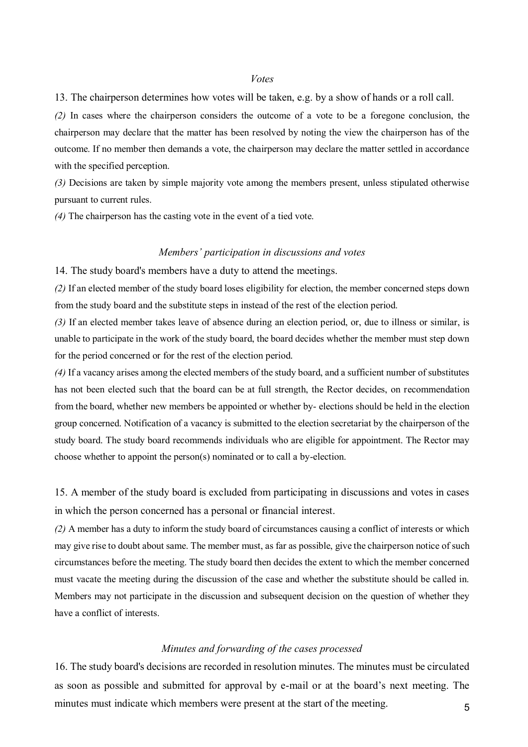*Votes*

13. The chairperson determines how votes will be taken, e.g. by a show of hands or a roll call.

*(2)* In cases where the chairperson considers the outcome of a vote to be a foregone conclusion, the chairperson may declare that the matter has been resolved by noting the view the chairperson has of the outcome. If no member then demands a vote, the chairperson may declare the matter settled in accordance with the specified perception.

*(3)* Decisions are taken by simple majority vote among the members present, unless stipulated otherwise pursuant to current rules.

*(4)* The chairperson has the casting vote in the event of a tied vote.

*Members' participation in discussions and votes*

14. The study board's members have a duty to attend the meetings.

*(2)* If an elected member of the study board loses eligibility for election, the member concerned steps down from the study board and the substitute steps in instead of the rest of the election period.

*(3)* If an elected member takes leave of absence during an election period, or, due to illness or similar, is unable to participate in the work of the study board, the board decides whether the member must step down for the period concerned or for the rest of the election period.

*(4)* If a vacancy arises among the elected members of the study board, and a sufficient number of substitutes has not been elected such that the board can be at full strength, the Rector decides, on recommendation from the board, whether new members be appointed or whether by- elections should be held in the election group concerned. Notification of a vacancy is submitted to the election secretariat by the chairperson of the study board. The study board recommends individuals who are eligible for appointment. The Rector may choose whether to appoint the person(s) nominated or to call a by-election.

15. A member of the study board is excluded from participating in discussions and votes in cases in which the person concerned has a personal or financial interest.

*(2)* A member has a duty to inform the study board of circumstances causing a conflict of interests or which may give rise to doubt about same. The member must, as far as possible, give the chairperson notice of such circumstances before the meeting. The study board then decides the extent to which the member concerned must vacate the meeting during the discussion of the case and whether the substitute should be called in. Members may not participate in the discussion and subsequent decision on the question of whether they have a conflict of interests.

*Minutes and forwarding of the cases processed*

16. The study board's decisions are recorded in resolution minutes. The minutes must be circulated as soon as possible and submitted for approval by e-mail or at the board's next meeting. The minutes must indicate which members were present at the start of the meeting.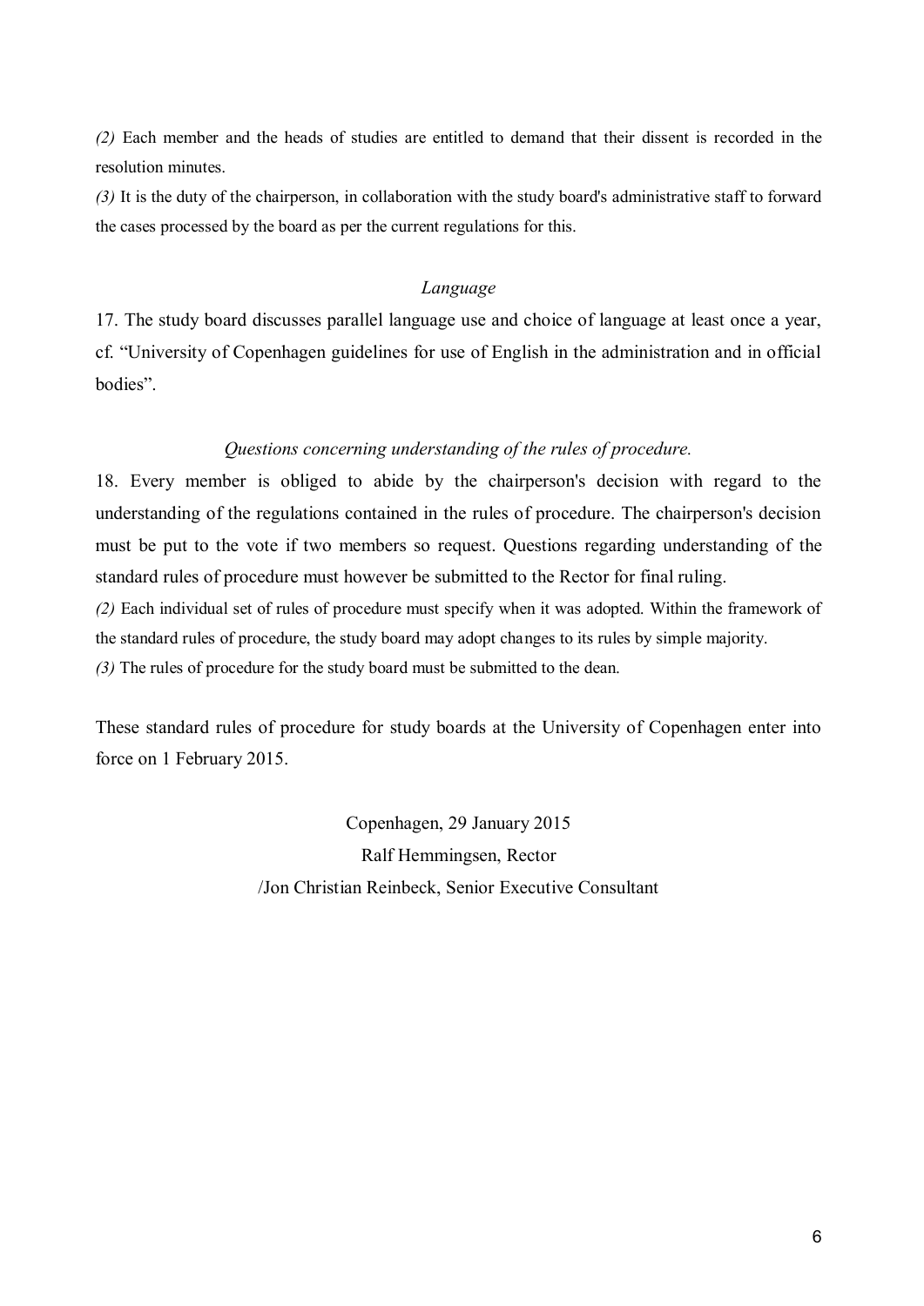*(2)* Each member and the heads of studies are entitled to demand that their dissent is recorded in the resolution minutes.

*(3)* It is the duty of the chairperson, in collaboration with the study board's administrative staff to forward the cases processed by the board as per the current regulations for this.

*Language*

17. The study board discusses parallel language use and choice of language at least once a year, cf. "University of Copenhagen guidelines for use of English in the administration and in official bodies".

*Questions concerning understanding of the rules of procedure.*

18. Every member is obliged to abide by the chairperson's decision with regard to the understanding of the regulations contained in the rules of procedure. The chairperson's decision must be put to the vote if two members so request. Questions regarding understanding of the standard rules of procedure must however be submitted to the Rector for final ruling.

*(2)* Each individual set of rules of procedure must specify when it was adopted. Within the framework of the standard rules of procedure, the study board may adopt changes to its rules by simple majority.

*(3)* The rules of procedure for the study board must be submitted to the dean.

These standard rules of procedure for study boards at the University of Copenhagen enter into force on 1 February 2015.

Copenhagen, 29 January 2015
Ralf Hemmingsen, Rector
/Jon Christian Reinbeck, Senior Executive Consultant